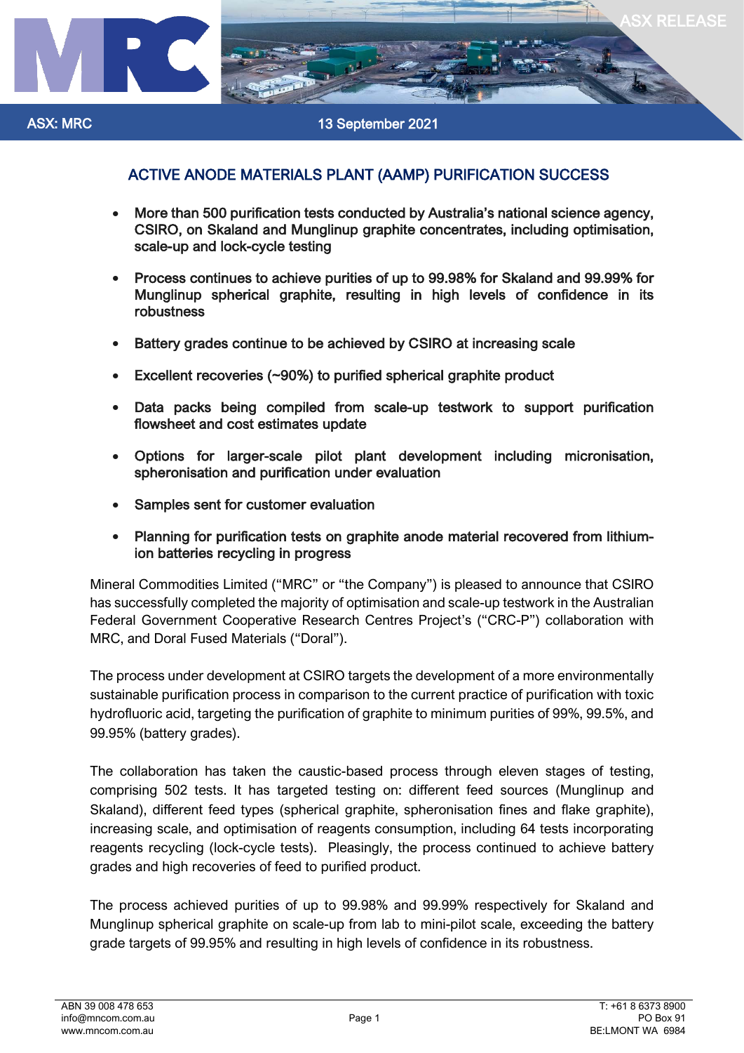ASX RELEASE

ASX: MRC

13 September 2021

# ACTIVE ANODE MATERIALS PLANT (AAMP) PURIFICATION SUCCESS

- **More than 500 purification tests conducted by Australia's national science agency, CSIRO, on Skaland and Munglinup graphite concentrates, including optimisation, scale-up and lock-cycle testing**
- **Process continues to achieve purities of up to 99.98% for Skaland and 99.99% for Munglinup spherical graphite, resulting in high levels of confidence in its robustness**
- **Battery grades continue to be achieved by CSIRO at increasing scale**
- **Excellent recoveries (~90%) to purified spherical graphite product**
- **Data packs being compiled from scale-up testwork to support purification flowsheet and cost estimates update**
- **Options for larger-scale pilot plant development including micronisation, spheronisation and purification under evaluation**
- **Samples sent for customer evaluation**
- **Planning for purification tests on graphite anode material recovered from lithium-ion batteries recycling in progress**

Mineral Commodities Limited ("MRC" or "the Company") is pleased to announce that CSIRO has successfully completed the majority of optimisation and scale-up testwork in the Australian Federal Government Cooperative Research Centres Project's ("CRC-P") collaboration with MRC, and Doral Fused Materials ("Doral").

The process under development at CSIRO targets the development of a more environmentally sustainable purification process in comparison to the current practice of purification with toxic hydrofluoric acid, targeting the purification of graphite to minimum purities of 99%, 99.5%, and 99.95% (battery grades).

The collaboration has taken the caustic-based process through eleven stages of testing, comprising 502 tests. It has targeted testing on: different feed sources (Munglinup and Skaland), different feed types (spherical graphite, spheronisation fines and flake graphite), increasing scale, and optimisation of reagents consumption, including 64 tests incorporating reagents recycling (lock-cycle tests). Pleasingly, the process continued to achieve battery grades and high recoveries of feed to purified product.

The process achieved purities of up to 99.98% and 99.99% respectively for Skaland and Munglinup spherical graphite on scale-up from lab to mini-pilot scale, exceeding the battery grade targets of 99.95% and resulting in high levels of confidence in its robustness.

ABN 39 008 478 653
info@mncom.com.au
www.mncom.com.au

T: +61 8 6373 8900
PO Box 91
BE:LMONT WA 6984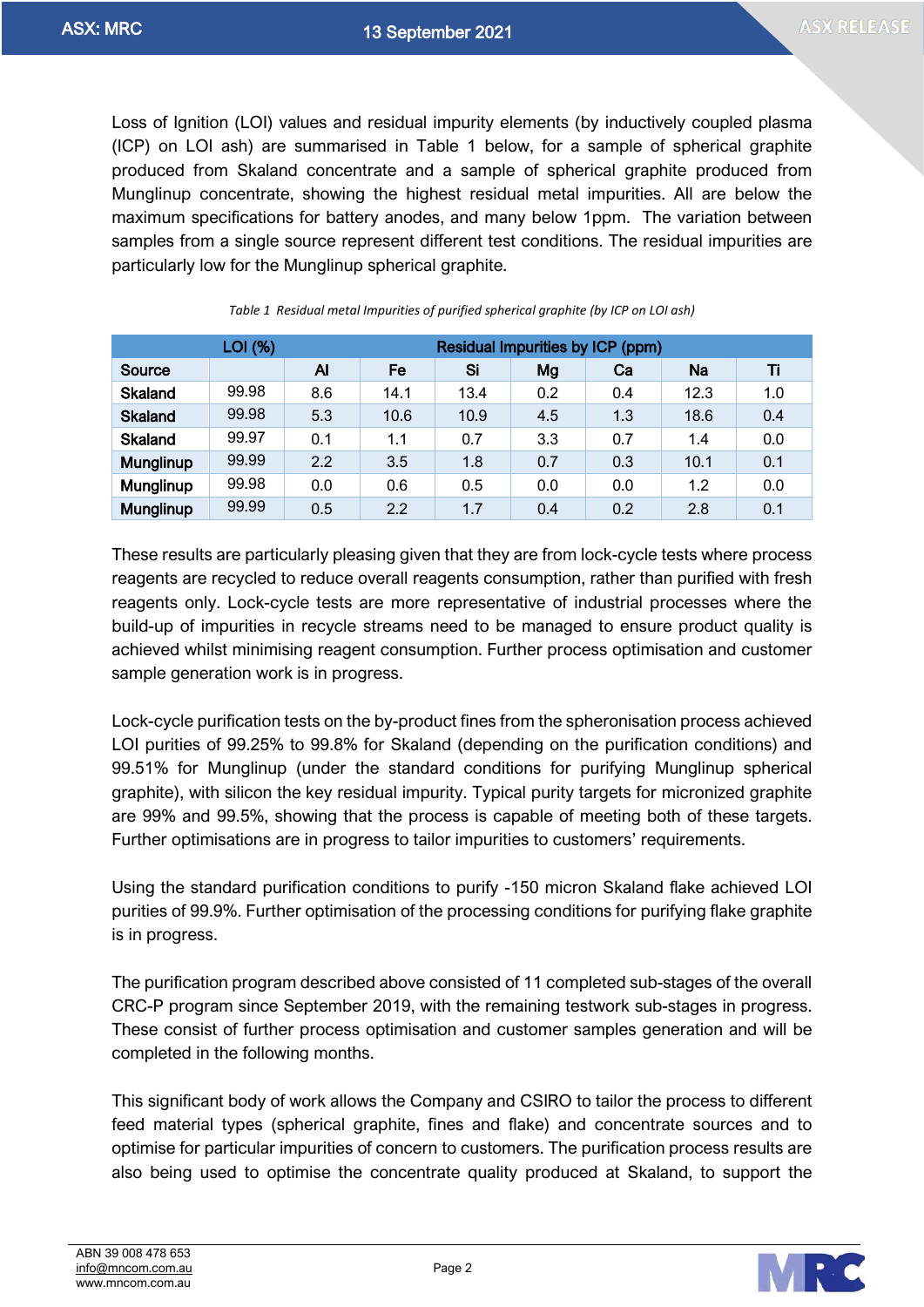Loss of Ignition (LOI) values and residual impurity elements (by inductively coupled plasma (ICP) on LOI ash) are summarised in Table 1 below, for a sample of spherical graphite produced from Skaland concentrate and a sample of spherical graphite produced from Munglinup concentrate, showing the highest residual metal impurities. All are below the maximum specifications for battery anodes, and many below 1ppm. The variation between samples from a single source represent different test conditions. The residual impurities are particularly low for the Munglinup spherical graphite.

*Table 1 Residual metal Impurities of purified spherical graphite (by ICP on LOI ash)*

| | LOI (%) | Residual Impurities by ICP (ppm) | | | | | | |
|---|---|---|---|---|---|---|---|---|
| **Source** | | **Al** | **Fe** | **Si** | **Mg** | **Ca** | **Na** | **Ti** |
| **Skaland** | 99.98 | 8.6 | 14.1 | 13.4 | 0.2 | 0.4 | 12.3 | 1.0 |
| **Skaland** | 99.98 | 5.3 | 10.6 | 10.9 | 4.5 | 1.3 | 18.6 | 0.4 |
| **Skaland** | 99.97 | 0.1 | 1.1 | 0.7 | 3.3 | 0.7 | 1.4 | 0.0 |
| **Munglinup** | 99.99 | 2.2 | 3.5 | 1.8 | 0.7 | 0.3 | 10.1 | 0.1 |
| **Munglinup** | 99.98 | 0.0 | 0.6 | 0.5 | 0.0 | 0.0 | 1.2 | 0.0 |
| **Munglinup** | 99.99 | 0.5 | 2.2 | 1.7 | 0.4 | 0.2 | 2.8 | 0.1 |

These results are particularly pleasing given that they are from lock-cycle tests where process reagents are recycled to reduce overall reagents consumption, rather than purified with fresh reagents only. Lock-cycle tests are more representative of industrial processes where the build-up of impurities in recycle streams need to be managed to ensure product quality is achieved whilst minimising reagent consumption. Further process optimisation and customer sample generation work is in progress.

Lock-cycle purification tests on the by-product fines from the spheronisation process achieved LOI purities of 99.25% to 99.8% for Skaland (depending on the purification conditions) and 99.51% for Munglinup (under the standard conditions for purifying Munglinup spherical graphite), with silicon the key residual impurity. Typical purity targets for micronized graphite are 99% and 99.5%, showing that the process is capable of meeting both of these targets. Further optimisations are in progress to tailor impurities to customers' requirements.

Using the standard purification conditions to purify -150 micron Skaland flake achieved LOI purities of 99.9%. Further optimisation of the processing conditions for purifying flake graphite is in progress.

The purification program described above consisted of 11 completed sub-stages of the overall CRC-P program since September 2019, with the remaining testwork sub-stages in progress. These consist of further process optimisation and customer samples generation and will be completed in the following months.

This significant body of work allows the Company and CSIRO to tailor the process to different feed material types (spherical graphite, fines and flake) and concentrate sources and to optimise for particular impurities of concern to customers. The purification process results are also being used to optimise the concentrate quality produced at Skaland, to support the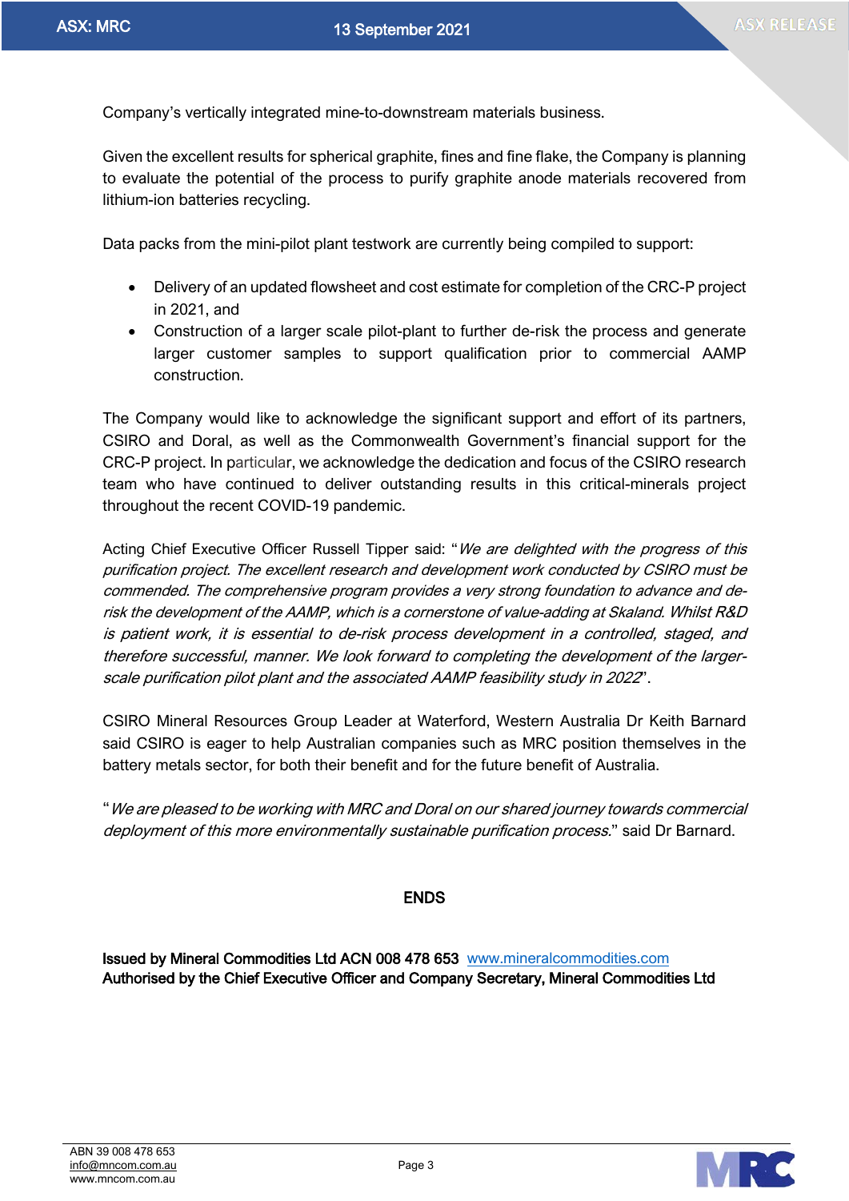Company's vertically integrated mine-to-downstream materials business.

Given the excellent results for spherical graphite, fines and fine flake, the Company is planning to evaluate the potential of the process to purify graphite anode materials recovered from lithium-ion batteries recycling.

Data packs from the mini-pilot plant testwork are currently being compiled to support:

- Delivery of an updated flowsheet and cost estimate for completion of the CRC-P project in 2021, and
- Construction of a larger scale pilot-plant to further de-risk the process and generate larger customer samples to support qualification prior to commercial AAMP construction.

The Company would like to acknowledge the significant support and effort of its partners, CSIRO and Doral, as well as the Commonwealth Government's financial support for the CRC-P project. In particular, we acknowledge the dedication and focus of the CSIRO research team who have continued to deliver outstanding results in this critical-minerals project throughout the recent COVID-19 pandemic.

Acting Chief Executive Officer Russell Tipper said: "*We are delighted with the progress of this purification project. The excellent research and development work conducted by CSIRO must be commended. The comprehensive program provides a very strong foundation to advance and de-risk the development of the AAMP, which is a cornerstone of value-adding at Skaland. Whilst R&D is patient work, it is essential to de-risk process development in a controlled, staged, and therefore successful, manner. We look forward to completing the development of the larger-scale purification pilot plant and the associated AAMP feasibility study in 2022*".

CSIRO Mineral Resources Group Leader at Waterford, Western Australia Dr Keith Barnard said CSIRO is eager to help Australian companies such as MRC position themselves in the battery metals sector, for both their benefit and for the future benefit of Australia.

"*We are pleased to be working with MRC and Doral on our shared journey towards commercial deployment of this more environmentally sustainable purification process.*" said Dr Barnard.

**ENDS**

**Issued by Mineral Commodities Ltd ACN 008 478 653** www.mineralcommodities.com
**Authorised by the Chief Executive Officer and Company Secretary, Mineral Commodities Ltd**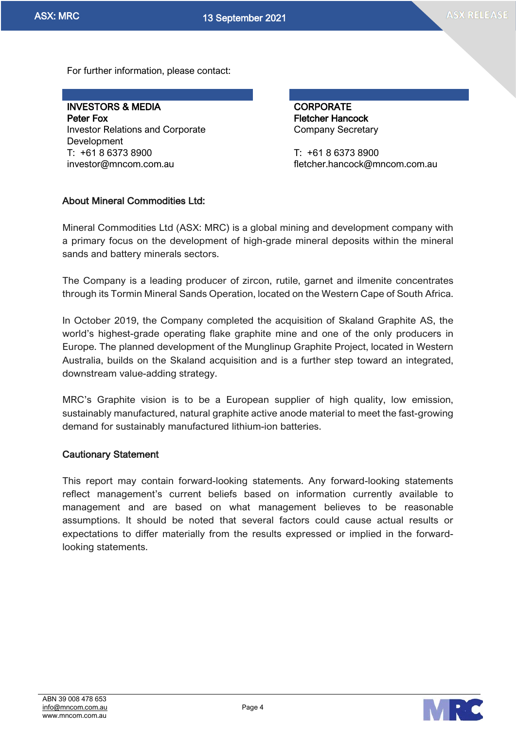For further information, please contact:

**INVESTORS & MEDIA**
**Peter Fox**
Investor Relations and Corporate Development
T: +61 8 6373 8900
investor@mncom.com.au

**CORPORATE**
**Fletcher Hancock**
Company Secretary

T: +61 8 6373 8900
fletcher.hancock@mncom.com.au

## About Mineral Commodities Ltd:

Mineral Commodities Ltd (ASX: MRC) is a global mining and development company with a primary focus on the development of high-grade mineral deposits within the mineral sands and battery minerals sectors.

The Company is a leading producer of zircon, rutile, garnet and ilmenite concentrates through its Tormin Mineral Sands Operation, located on the Western Cape of South Africa.

In October 2019, the Company completed the acquisition of Skaland Graphite AS, the world's highest-grade operating flake graphite mine and one of the only producers in Europe. The planned development of the Munglinup Graphite Project, located in Western Australia, builds on the Skaland acquisition and is a further step toward an integrated, downstream value-adding strategy.

MRC's Graphite vision is to be a European supplier of high quality, low emission, sustainably manufactured, natural graphite active anode material to meet the fast-growing demand for sustainably manufactured lithium-ion batteries.

## Cautionary Statement

This report may contain forward-looking statements. Any forward-looking statements reflect management's current beliefs based on information currently available to management and are based on what management believes to be reasonable assumptions. It should be noted that several factors could cause actual results or expectations to differ materially from the results expressed or implied in the forward-looking statements.